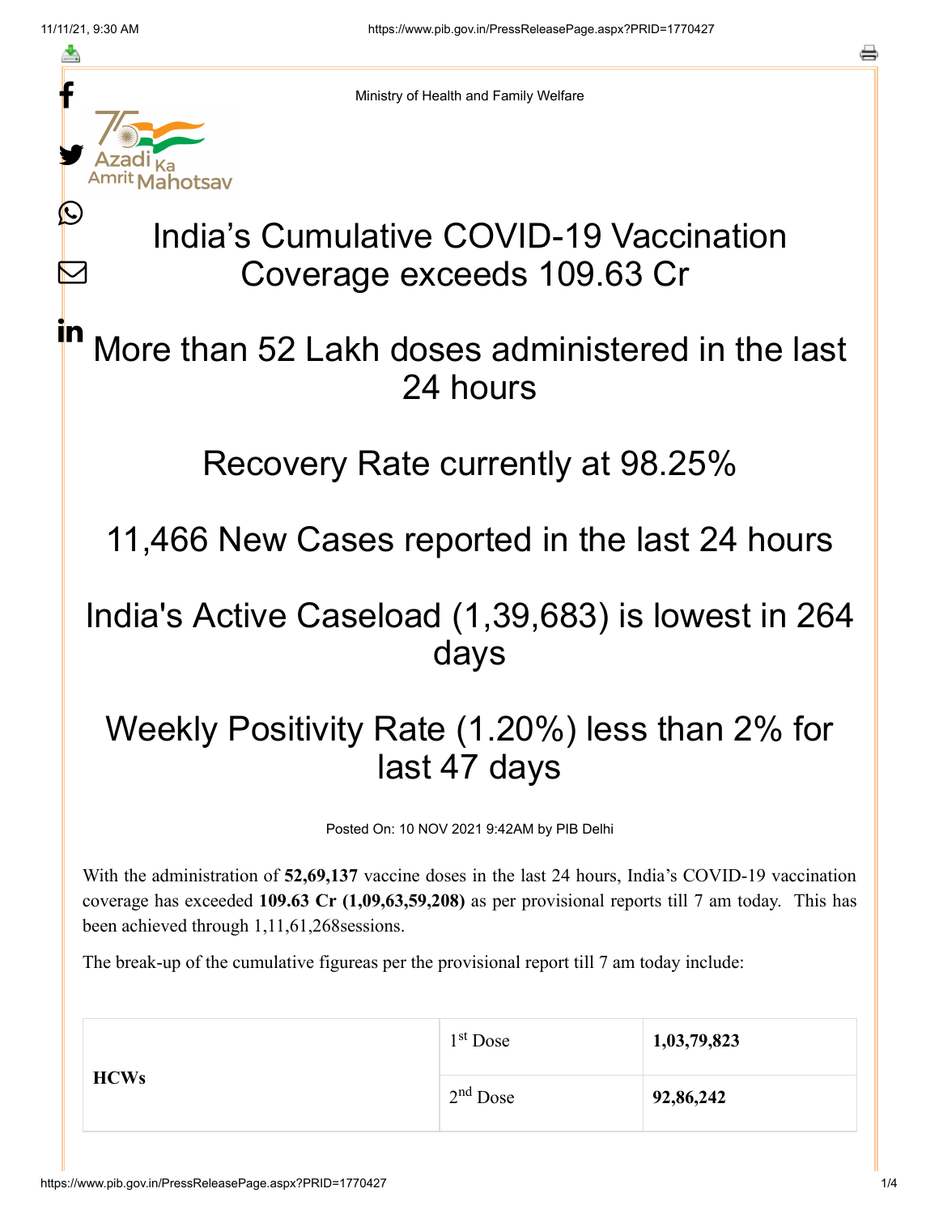Ministry of Health and Family Welfare

# India's Cumulative COVID-19 Vaccination Coverage exceeds 109.63 Cr

## More than 52 Lakh doses administered in the last 24 hours

## Recovery Rate currently at 98.25%

## 11,466 New Cases reported in the last 24 hours

## India's Active Caseload (1,39,683) is lowest in 264 days

## Weekly Positivity Rate (1.20%) less than 2% for last 47 days

Posted On: 10 NOV 2021 9:42AM by PIB Delhi

With the administration of **52,69,137** vaccine doses in the last 24 hours, India's COVID-19 vaccination coverage has exceeded **109.63 Cr (1,09,63,59,208)** as per provisional reports till 7 am today. This has been achieved through 1,11,61,268sessions.

The break-up of the cumulative figureas per the provisional report till 7 am today include:

| | | |
|---|---|---|
| **HCWs** | 1st Dose | **1,03,79,823** |
| | 2nd Dose | **92,86,242** |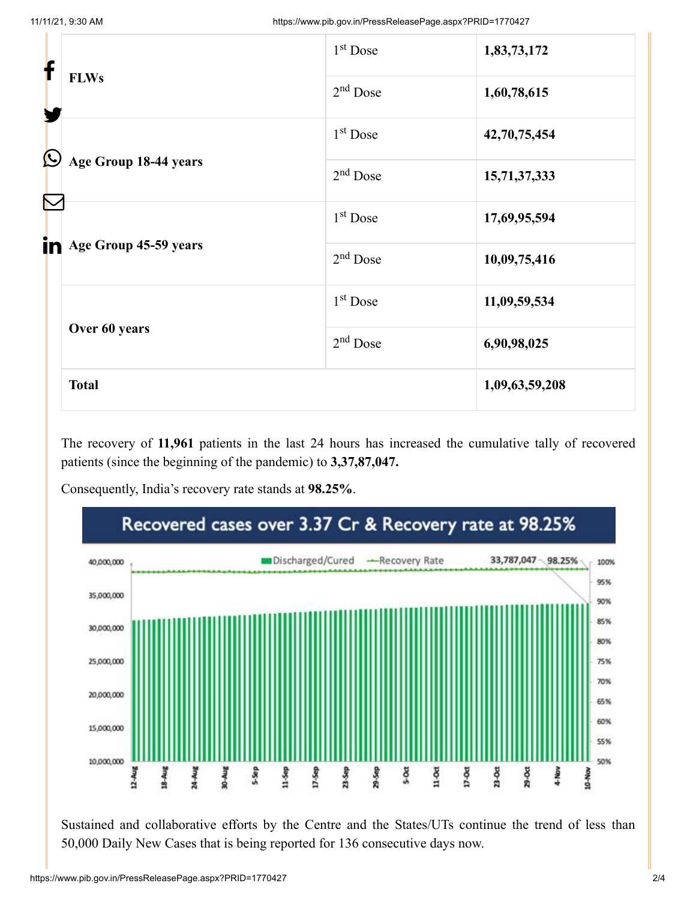| | | |
|---|---|---|
| **FLWs** | $1^{st}$ Dose | **1,83,73,172** |
| | $2^{nd}$ Dose | **1,60,78,615** |
| **Age Group 18-44 years** | $1^{st}$ Dose | **42,70,75,454** |
| | $2^{nd}$ Dose | **15,71,37,333** |
| **Age Group 45-59 years** | $1^{st}$ Dose | **17,69,95,594** |
| | $2^{nd}$ Dose | **10,09,75,416** |
| **Over 60 years** | $1^{st}$ Dose | **11,09,59,534** |
| | $2^{nd}$ Dose | **6,90,98,025** |
| **Total** | | **1,09,63,59,208** |

The recovery of **11,961** patients in the last 24 hours has increased the cumulative tally of recovered patients (since the beginning of the pandemic) to **3,37,87,047.**

Consequently, India's recovery rate stands at **98.25%**.

Recovered cases over 3.37 Cr & Recovery rate at 98.25%

Sustained and collaborative efforts by the Centre and the States/UTs continue the trend of less than 50,000 Daily New Cases that is being reported for 136 consecutive days now.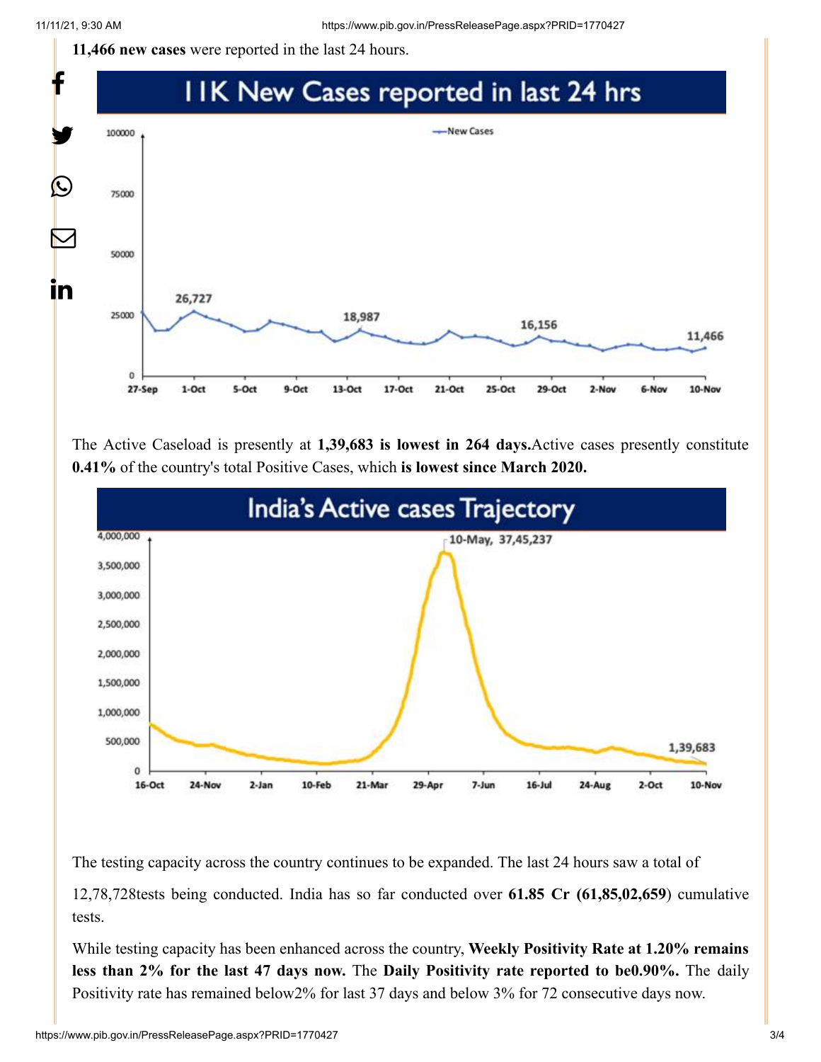**11,466 new cases** were reported in the last 24 hours.

The Active Caseload is presently at **1,39,683 is lowest in 264 days.**Active cases presently constitute **0.41%** of the country's total Positive Cases, which **is lowest since March 2020.**

The testing capacity across the country continues to be expanded. The last 24 hours saw a total of

12,78,728tests being conducted. India has so far conducted over **61.85 Cr (61,85,02,659)** cumulative tests.

While testing capacity has been enhanced across the country, **Weekly Positivity Rate at 1.20% remains less than 2% for the last 47 days now.** The **Daily Positivity rate reported to be0.90%.** The daily Positivity rate has remained below2% for last 37 days and below 3% for 72 consecutive days now.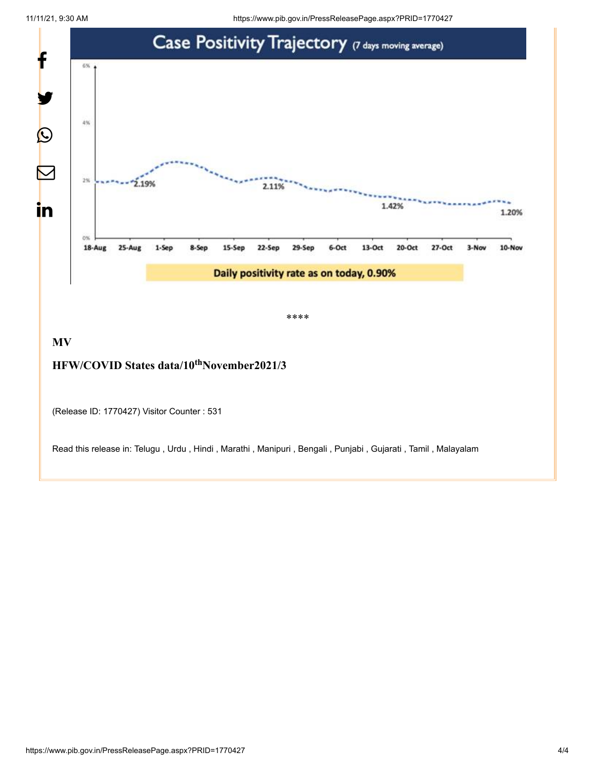Case Positivity Trajectory (7 days moving average)

6%
4%
2%
0%

2.19%
2.11%
1.42%
1.20%

18-Aug 25-Aug 1-Sep 8-Sep 15-Sep 22-Sep 29-Sep 6-Oct 13-Oct 20-Oct 27-Oct 3-Nov 10-Nov

Daily positivity rate as on today, 0.90%

****

**MV**

**HFW/COVID States data/10thNovember2021/3**

(Release ID: 1770427) Visitor Counter : 531

Read this release in: Telugu , Urdu , Hindi , Marathi , Manipuri , Bengali , Punjabi , Gujarati , Tamil , Malayalam